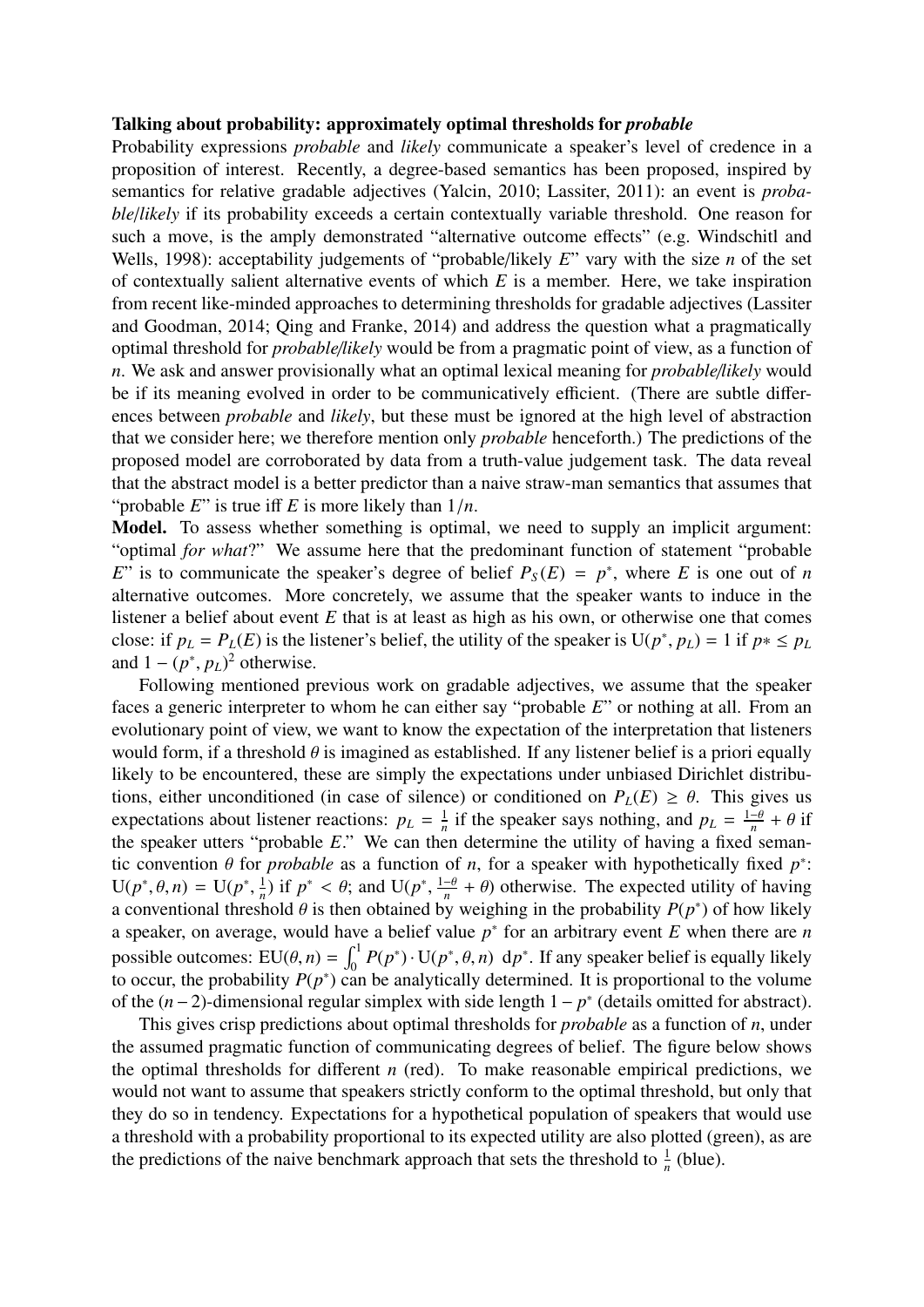**Talking about probability: approximately optimal thresholds for *probable***

Probability expressions *probable* and *likely* communicate a speaker's level of credence in a proposition of interest. Recently, a degree-based semantics has been proposed, inspired by semantics for relative gradable adjectives (Yalcin, 2010; Lassiter, 2011): an event is *probable/likely* if its probability exceeds a certain contextually variable threshold. One reason for such a move, is the amply demonstrated "alternative outcome effects" (e.g. Windschitl and Wells, 1998): acceptability judgements of "probable/likely $E$" vary with the size $n$ of the set of contextually salient alternative events of which $E$ is a member. Here, we take inspiration from recent like-minded approaches to determining thresholds for gradable adjectives (Lassiter and Goodman, 2014; Qing and Franke, 2014) and address the question what a pragmatically optimal threshold for *probable/likely* would be from a pragmatic point of view, as a function of $n$. We ask and answer provisionally what an optimal lexical meaning for *probable/likely* would be if its meaning evolved in order to be communicatively efficient. (There are subtle differences between *probable* and *likely*, but these must be ignored at the high level of abstraction that we consider here; we therefore mention only *probable* henceforth.) The predictions of the proposed model are corroborated by data from a truth-value judgement task. The data reveal that the abstract model is a better predictor than a naive straw-man semantics that assumes that "probable $E$" is true iff $E$ is more likely than $1/n$.

**Model.** To assess whether something is optimal, we need to supply an implicit argument: "optimal *for what*?" We assume here that the predominant function of statement "probable $E$" is to communicate the speaker's degree of belief $P_S(E) = p^*$, where $E$ is one out of $n$ alternative outcomes. More concretely, we assume that the speaker wants to induce in the listener a belief about event $E$ that is at least as high as his own, or otherwise one that comes close: if $p_L = P_L(E)$ is the listener's belief, the utility of the speaker is $\mathrm{U}(p^*, p_L) = 1$ if $p* \leq p_L$ and $1 - (p^*, p_L)^2$ otherwise.

Following mentioned previous work on gradable adjectives, we assume that the speaker faces a generic interpreter to whom he can either say "probable $E$" or nothing at all. From an evolutionary point of view, we want to know the expectation of the interpretation that listeners would form, if a threshold $\theta$ is imagined as established. If any listener belief is a priori equally likely to be encountered, these are simply the expectations under unbiased Dirichlet distributions, either unconditioned (in case of silence) or conditioned on $P_L(E) \geq \theta$. This gives us expectations about listener reactions: $p_L = \frac{1}{n}$ if the speaker says nothing, and $p_L = \frac{1-\theta}{n} + \theta$ if the speaker utters "probable $E$." We can then determine the utility of having a fixed semantic convention $\theta$ for *probable* as a function of $n$, for a speaker with hypothetically fixed $p^*$: $\mathrm{U}(p^*, \theta, n) = \mathrm{U}(p^*, \frac{1}{n})$ if $p^* < \theta$; and $\mathrm{U}(p^*, \frac{1-\theta}{n} + \theta)$ otherwise. The expected utility of having a conventional threshold $\theta$ is then obtained by weighing in the probability $P(p^*)$ of how likely a speaker, on average, would have a belief value $p^*$ for an arbitrary event $E$ when there are $n$ possible outcomes: $\mathrm{EU}(\theta, n) = \int_0^1 P(p^*) \cdot \mathrm{U}(p^*, \theta, n) \; \mathrm{d}p^*$. If any speaker belief is equally likely to occur, the probability $P(p^*)$ can be analytically determined. It is proportional to the volume of the $(n-2)$-dimensional regular simplex with side length $1 - p^*$ (details omitted for abstract).

This gives crisp predictions about optimal thresholds for *probable* as a function of $n$, under the assumed pragmatic function of communicating degrees of belief. The figure below shows the optimal thresholds for different $n$ (red). To make reasonable empirical predictions, we would not want to assume that speakers strictly conform to the optimal threshold, but only that they do so in tendency. Expectations for a hypothetical population of speakers that would use a threshold with a probability proportional to its expected utility are also plotted (green), as are the predictions of the naive benchmark approach that sets the threshold to $\frac{1}{n}$ (blue).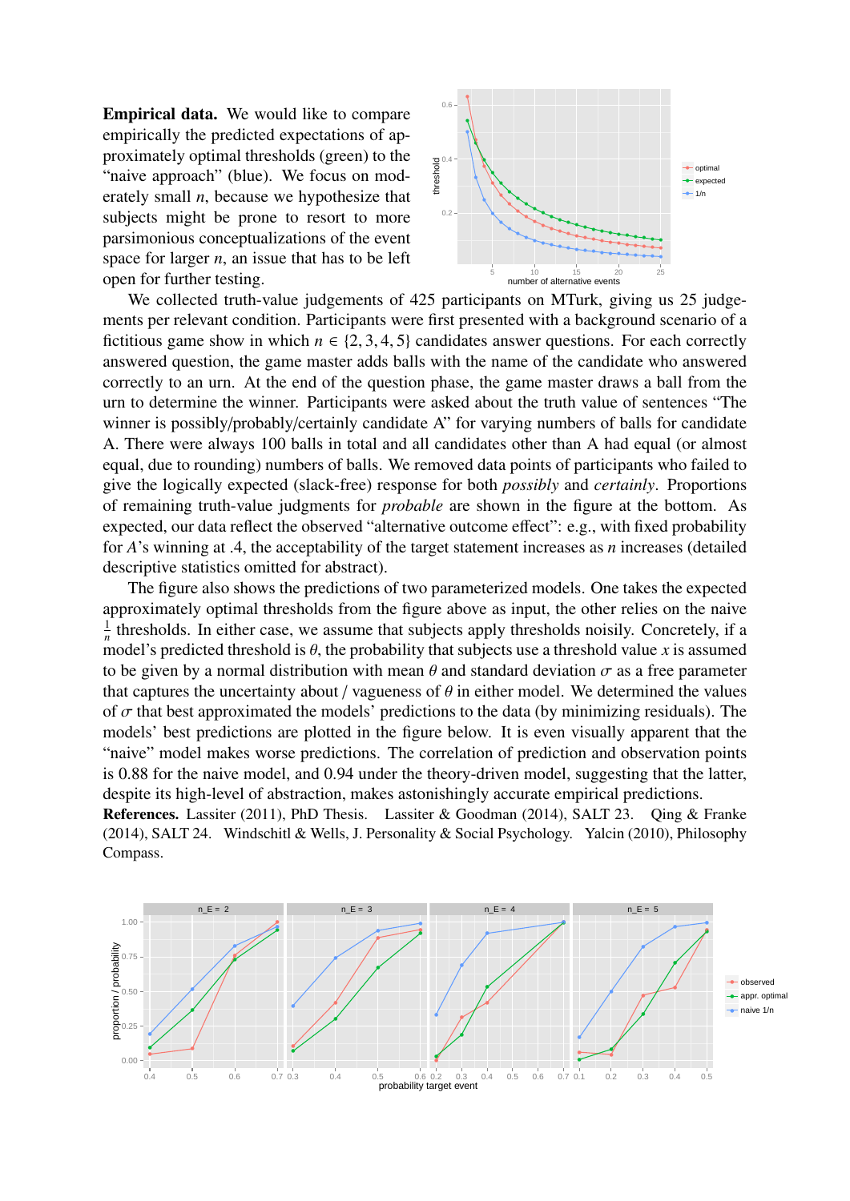**Empirical data.** We would like to compare empirically the predicted expectations of approximately optimal thresholds (green) to the "naive approach" (blue). We focus on moderately small $n$, because we hypothesize that subjects might be prone to resort to more parsimonious conceptualizations of the event space for larger $n$, an issue that has to be left open for further testing.

threshold
0.6
0.4
0.2
5
10
15
20
25
number of alternative events
optimal
expected
1/n

We collected truth-value judgements of 425 participants on MTurk, giving us 25 judgements per relevant condition. Participants were first presented with a background scenario of a fictitious game show in which $n \in \{2, 3, 4, 5\}$ candidates answer questions. For each correctly answered question, the game master adds balls with the name of the candidate who answered correctly to an urn. At the end of the question phase, the game master draws a ball from the urn to determine the winner. Participants were asked about the truth value of sentences "The winner is possibly/probably/certainly candidate A" for varying numbers of balls for candidate A. There were always 100 balls in total and all candidates other than A had equal (or almost equal, due to rounding) numbers of balls. We removed data points of participants who failed to give the logically expected (slack-free) response for both *possibly* and *certainly*. Proportions of remaining truth-value judgments for *probable* are shown in the figure at the bottom. As expected, our data reflect the observed "alternative outcome effect": e.g., with fixed probability for $A$'s winning at .4, the acceptability of the target statement increases as $n$ increases (detailed descriptive statistics omitted for abstract).

The figure also shows the predictions of two parameterized models. One takes the expected approximately optimal thresholds from the figure above as input, the other relies on the naive $\frac{1}{n}$ thresholds. In either case, we assume that subjects apply thresholds noisily. Concretely, if a model's predicted threshold is $\theta$, the probability that subjects use a threshold value $x$ is assumed to be given by a normal distribution with mean $\theta$ and standard deviation $\sigma$ as a free parameter that captures the uncertainty about / vagueness of $\theta$ in either model. We determined the values of $\sigma$ that best approximated the models' predictions to the data (by minimizing residuals). The models' best predictions are plotted in the figure below. It is even visually apparent that the "naive" model makes worse predictions. The correlation of prediction and observation points is 0.88 for the naive model, and 0.94 under the theory-driven model, suggesting that the latter, despite its high-level of abstraction, makes astonishingly accurate empirical predictions.

**References.** Lassiter (2011), PhD Thesis. Lassiter & Goodman (2014), SALT 23. Qing & Franke (2014), SALT 24. Windschitl & Wells, J. Personality & Social Psychology. Yalcin (2010), Philosophy Compass.

n_E = 2
n_E = 3
n_E = 4
n_E = 5
proportion / probability
1.00
0.75
0.50
0.25
0.00
0.4 0.5 0.6 0.7
0.3 0.4 0.5 0.6
0.2 0.3 0.4 0.5 0.6 0.7
0.1 0.2 0.3 0.4 0.5
probability target event
observed
appr. optimal
naive 1/n